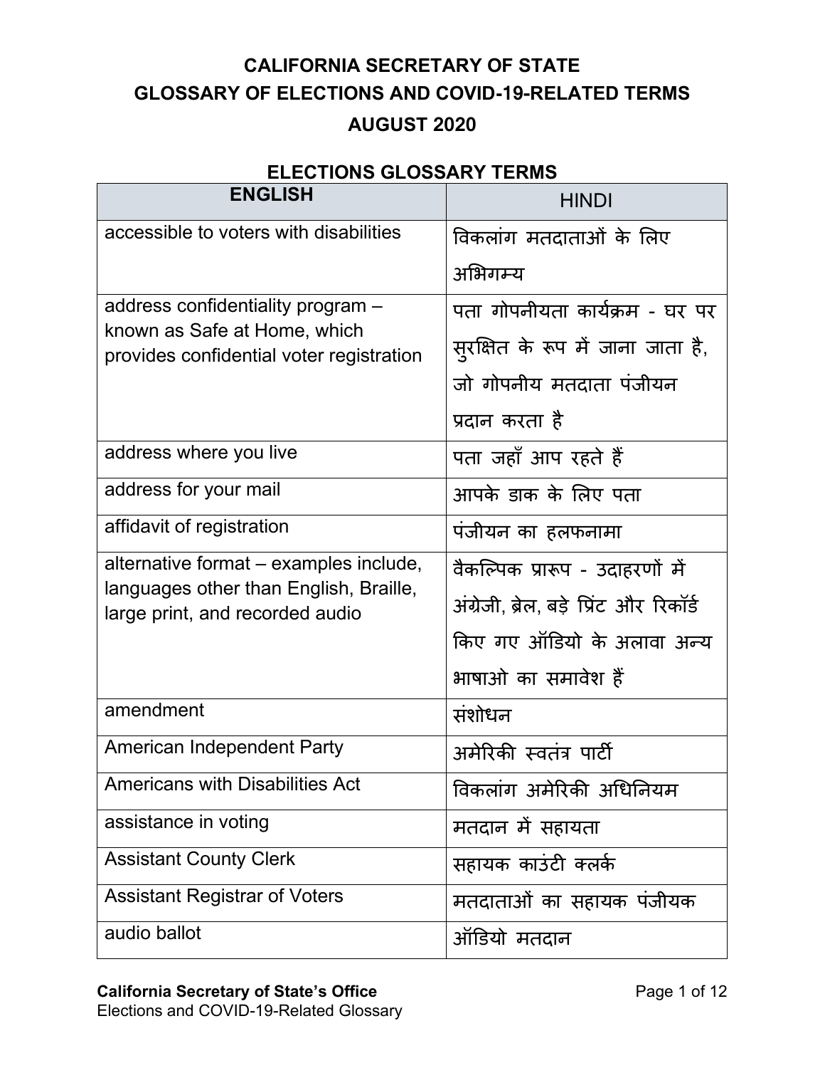# CALIFORNIA SECRETARY OF STATE
# GLOSSARY OF ELECTIONS AND COVID-19-RELATED TERMS
# AUGUST 2020

## ELECTIONS GLOSSARY TERMS

| ENGLISH | HINDI |
|---|---|
| accessible to voters with disabilities | विकलांग मतदाताओं के लिए अभिगम्य |
| address confidentiality program – known as Safe at Home, which provides confidential voter registration | पता गोपनीयता कार्यक्रम - घर पर सुरक्षित के रूप में जाना जाता है, जो गोपनीय मतदाता पंजीयन प्रदान करता है |
| address where you live | पता जहाँ आप रहते हैं |
| address for your mail | आपके डाक के लिए पता |
| affidavit of registration | पंजीयन का हलफनामा |
| alternative format – examples include, languages other than English, Braille, large print, and recorded audio | वैकल्पिक प्रारूप - उदाहरणों में अंग्रेजी, ब्रेल, बड़े प्रिंट और रिकॉर्ड किए गए ऑडियो के अलावा अन्य भाषाओ का समावेश हैं |
| amendment | संशोधन |
| American Independent Party | अमेरिकी स्वतंत्र पार्टी |
| Americans with Disabilities Act | विकलांग अमेरिकी अधिनियम |
| assistance in voting | मतदान में सहायता |
| Assistant County Clerk | सहायक काउंटी क्लर्क |
| Assistant Registrar of Voters | मतदाताओं का सहायक पंजीयक |
| audio ballot | ऑडियो मतदान |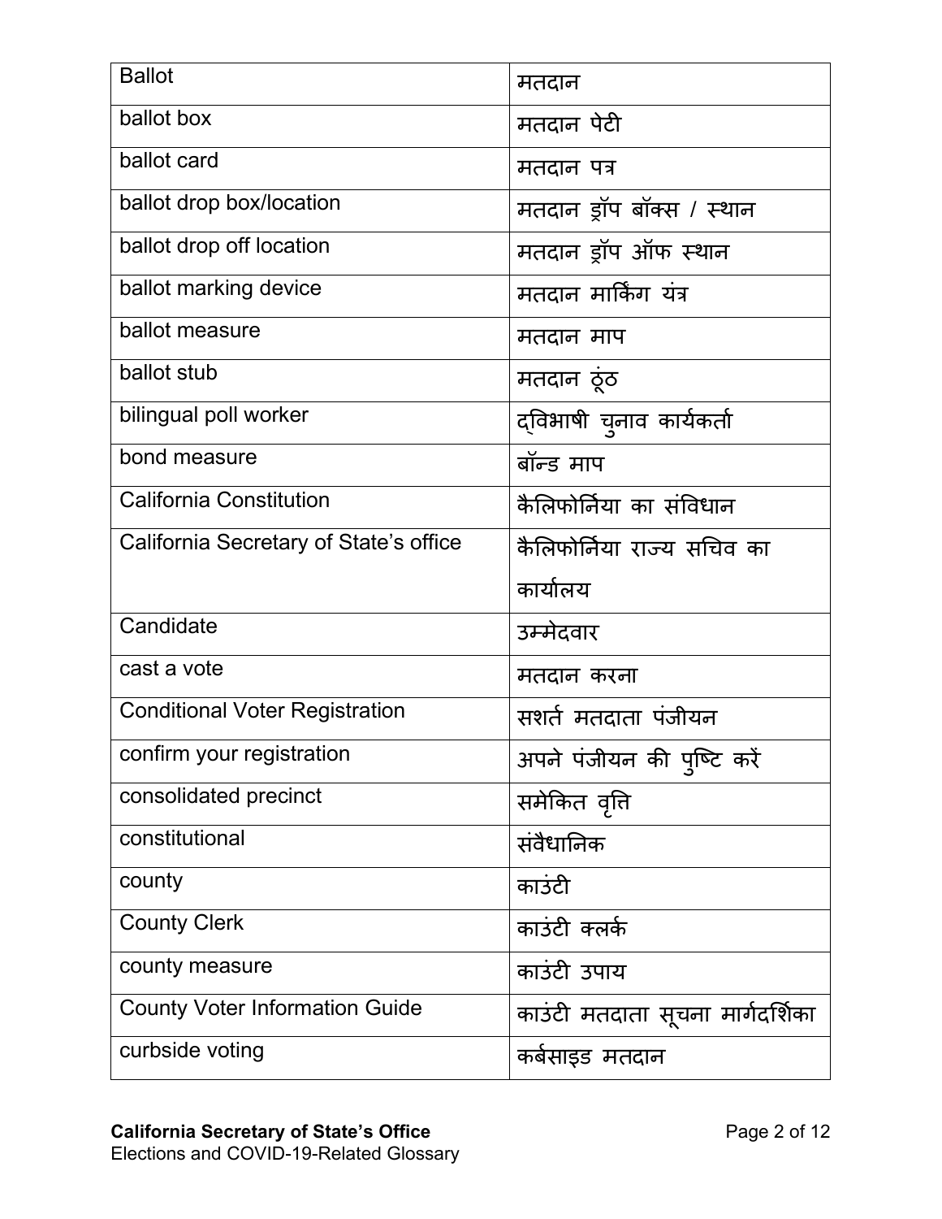| Ballot | मतदान |
|---|---|
| ballot box | मतदान पेटी |
| ballot card | मतदान पत्र |
| ballot drop box/location | मतदान ड्रॉप बॉक्स / स्थान |
| ballot drop off location | मतदान ड्रॉप ऑफ स्थान |
| ballot marking device | मतदान मार्किंग यंत्र |
| ballot measure | मतदान माप |
| ballot stub | मतदान ठूंठ |
| bilingual poll worker | द्विभाषी चुनाव कार्यकर्ता |
| bond measure | बॉन्ड माप |
| California Constitution | कैलिफोर्निया का संविधान |
| California Secretary of State's office | कैलिफोर्निया राज्य सचिव का कार्यालय |
| Candidate | उम्मेदवार |
| cast a vote | मतदान करना |
| Conditional Voter Registration | सशर्त मतदाता पंजीयन |
| confirm your registration | अपने पंजीयन की पुष्टि करें |
| consolidated precinct | समेकित वृत्ति |
| constitutional | संवैधानिक |
| county | काउंटी |
| County Clerk | काउंटी क्लर्क |
| county measure | काउंटी उपाय |
| County Voter Information Guide | काउंटी मतदाता सूचना मार्गदर्शिका |
| curbside voting | कर्बसाइड मतदान |

**California Secretary of State's Office**
Elections and COVID-19-Related Glossary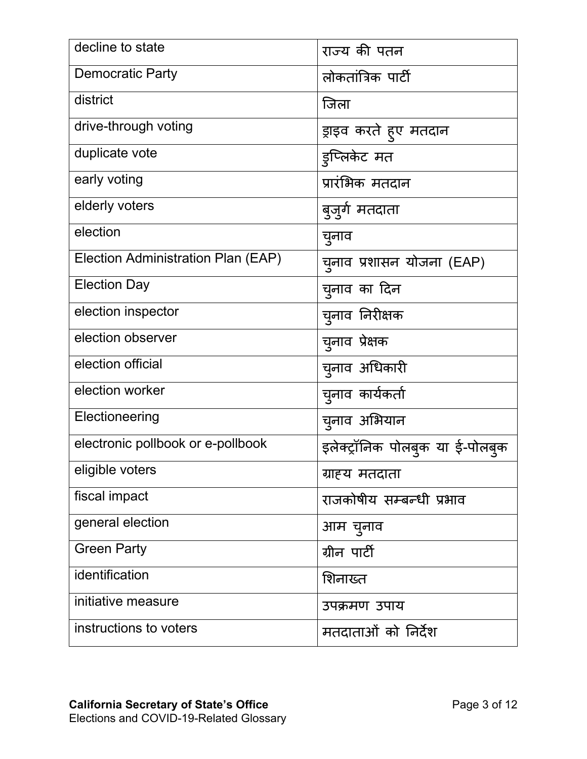| decline to state | राज्य की पतन |
|---|---|
| Democratic Party | लोकतांत्रिक पार्टी |
| district | जिला |
| drive-through voting | ड्राइव करते हुए मतदान |
| duplicate vote | डुप्लिकेट मत |
| early voting | प्रारंभिक मतदान |
| elderly voters | बुजुर्ग मतदाता |
| election | चुनाव |
| Election Administration Plan (EAP) | चुनाव प्रशासन योजना (EAP) |
| Election Day | चुनाव का दिन |
| election inspector | चुनाव निरीक्षक |
| election observer | चुनाव प्रेक्षक |
| election official | चुनाव अधिकारी |
| election worker | चुनाव कार्यकर्ता |
| Electioneering | चुनाव अभियान |
| electronic pollbook or e-pollbook | इलेक्ट्रॉनिक पोलबुक या ई-पोलबुक |
| eligible voters | ग्राह्य मतदाता |
| fiscal impact | राजकोषीय सम्बन्धी प्रभाव |
| general election | आम चुनाव |
| Green Party | ग्रीन पार्टी |
| identification | शिनाख्त |
| initiative measure | उपक्रमण उपाय |
| instructions to voters | मतदाताओं को निर्देश |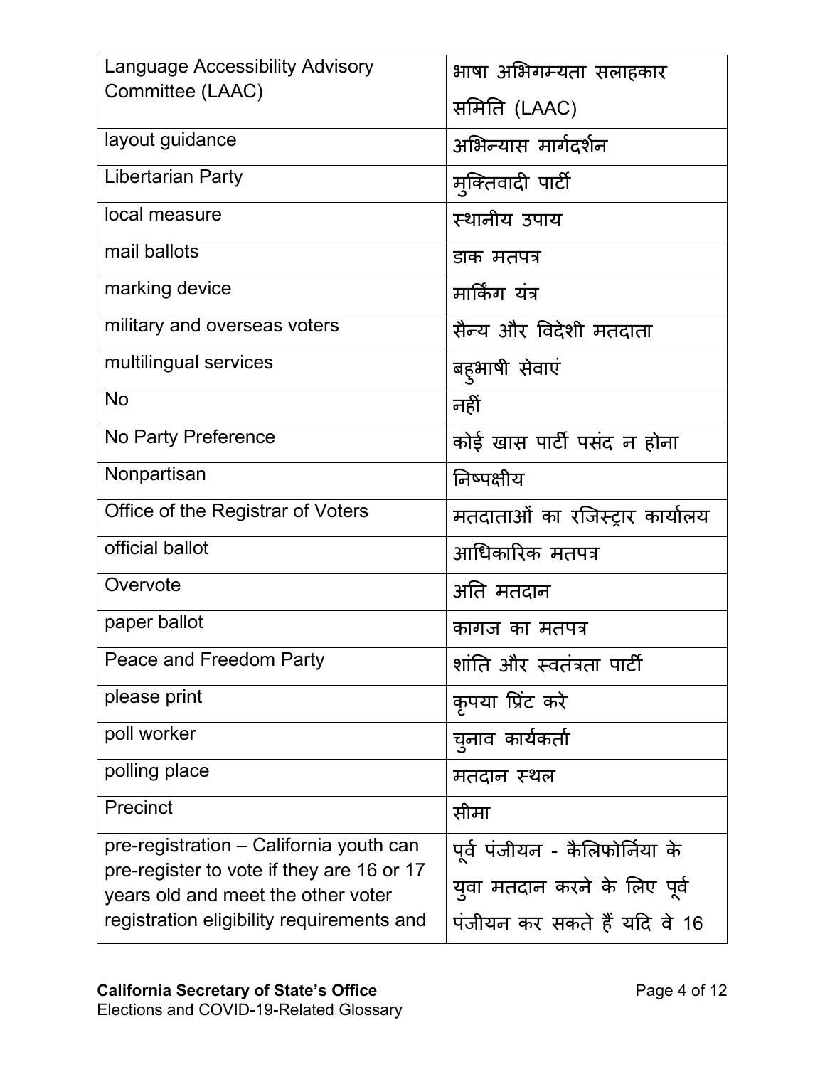| Language Accessibility Advisory Committee (LAAC) | भाषा अभिगम्यता सलाहकार समिति (LAAC) |
|---|---|
| layout guidance | अभिन्यास मार्गदर्शन |
| Libertarian Party | मुक्तिवादी पार्टी |
| local measure | स्थानीय उपाय |
| mail ballots | डाक मतपत्र |
| marking device | मार्किंग यंत्र |
| military and overseas voters | सैन्य और विदेशी मतदाता |
| multilingual services | बहुभाषी सेवाएं |
| No | नहीं |
| No Party Preference | कोई खास पार्टी पसंद न होना |
| Nonpartisan | निष्पक्षीय |
| Office of the Registrar of Voters | मतदाताओं का रजिस्ट्रार कार्यालय |
| official ballot | आधिकारिक मतपत्र |
| Overvote | अति मतदान |
| paper ballot | कागज का मतपत्र |
| Peace and Freedom Party | शांति और स्वतंत्रता पार्टी |
| please print | कृपया प्रिंट करे |
| poll worker | चुनाव कार्यकर्ता |
| polling place | मतदान स्थल |
| Precinct | सीमा |
| pre-registration – California youth can pre-register to vote if they are 16 or 17 years old and meet the other voter registration eligibility requirements and | पूर्व पंजीयन - कैलिफोर्निया के युवा मतदान करने के लिए पूर्व पंजीयन कर सकते हैं यदि वे 16 |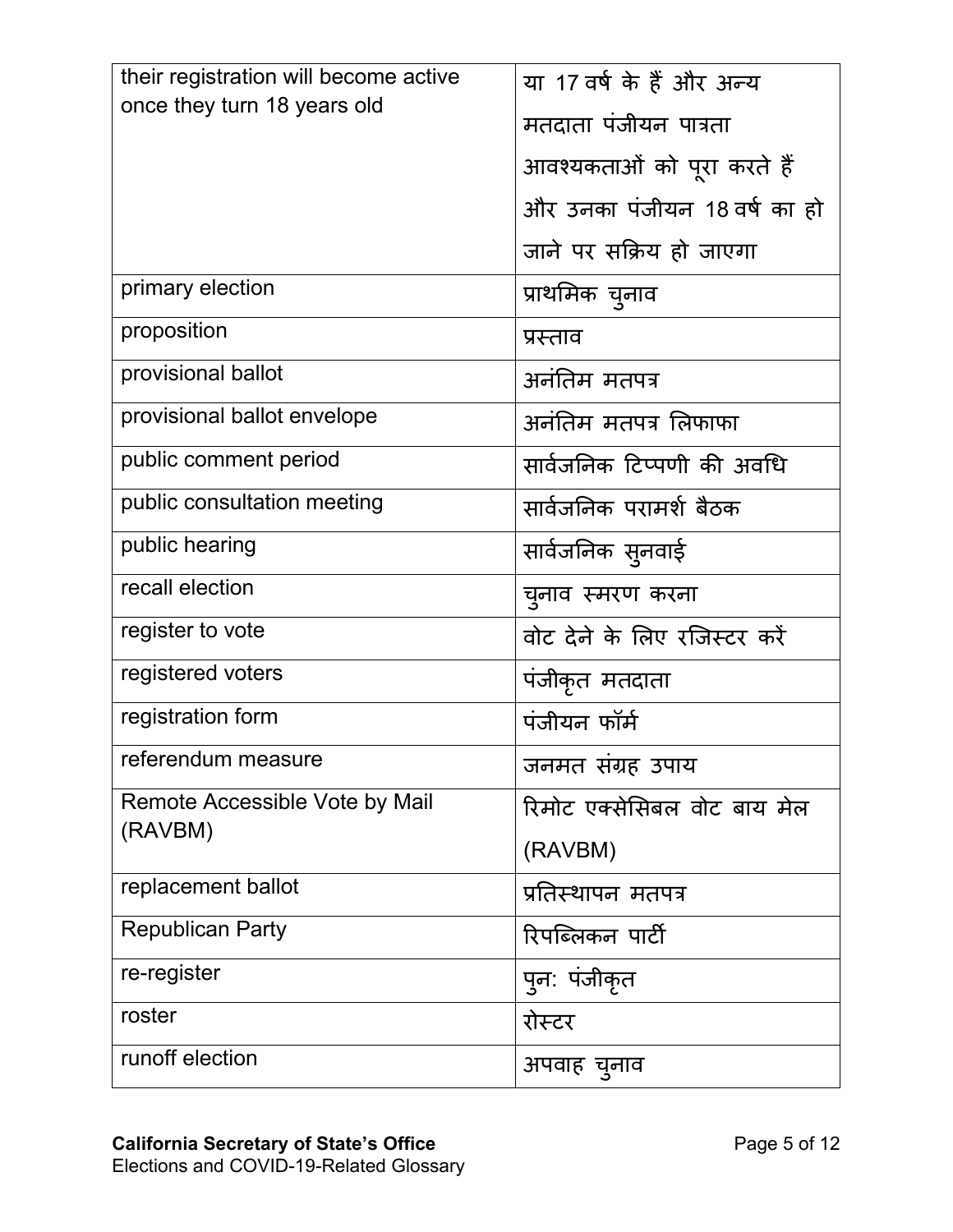| | |
|---|---|
| their registration will become active once they turn 18 years old | या 17 वर्ष के हैं और अन्य मतदाता पंजीयन पात्रता आवश्यकताओं को पूरा करते हैं और उनका पंजीयन 18 वर्ष का हो जाने पर सक्रिय हो जाएगा |
| primary election | प्राथमिक चुनाव |
| proposition | प्रस्ताव |
| provisional ballot | अनंतिम मतपत्र |
| provisional ballot envelope | अनंतिम मतपत्र लिफाफा |
| public comment period | सार्वजनिक टिप्पणी की अवधि |
| public consultation meeting | सार्वजनिक परामर्श बैठक |
| public hearing | सार्वजनिक सुनवाई |
| recall election | चुनाव स्मरण करना |
| register to vote | वोट देने के लिए रजिस्टर करें |
| registered voters | पंजीकृत मतदाता |
| registration form | पंजीयन फॉर्म |
| referendum measure | जनमत संग्रह उपाय |
| Remote Accessible Vote by Mail (RAVBM) | रिमोट एक्सेसिबल वोट बाय मेल (RAVBM) |
| replacement ballot | प्रतिस्थापन मतपत्र |
| Republican Party | रिपब्लिकन पार्टी |
| re-register | पुन: पंजीकृत |
| roster | रोस्टर |
| runoff election | अपवाह चुनाव |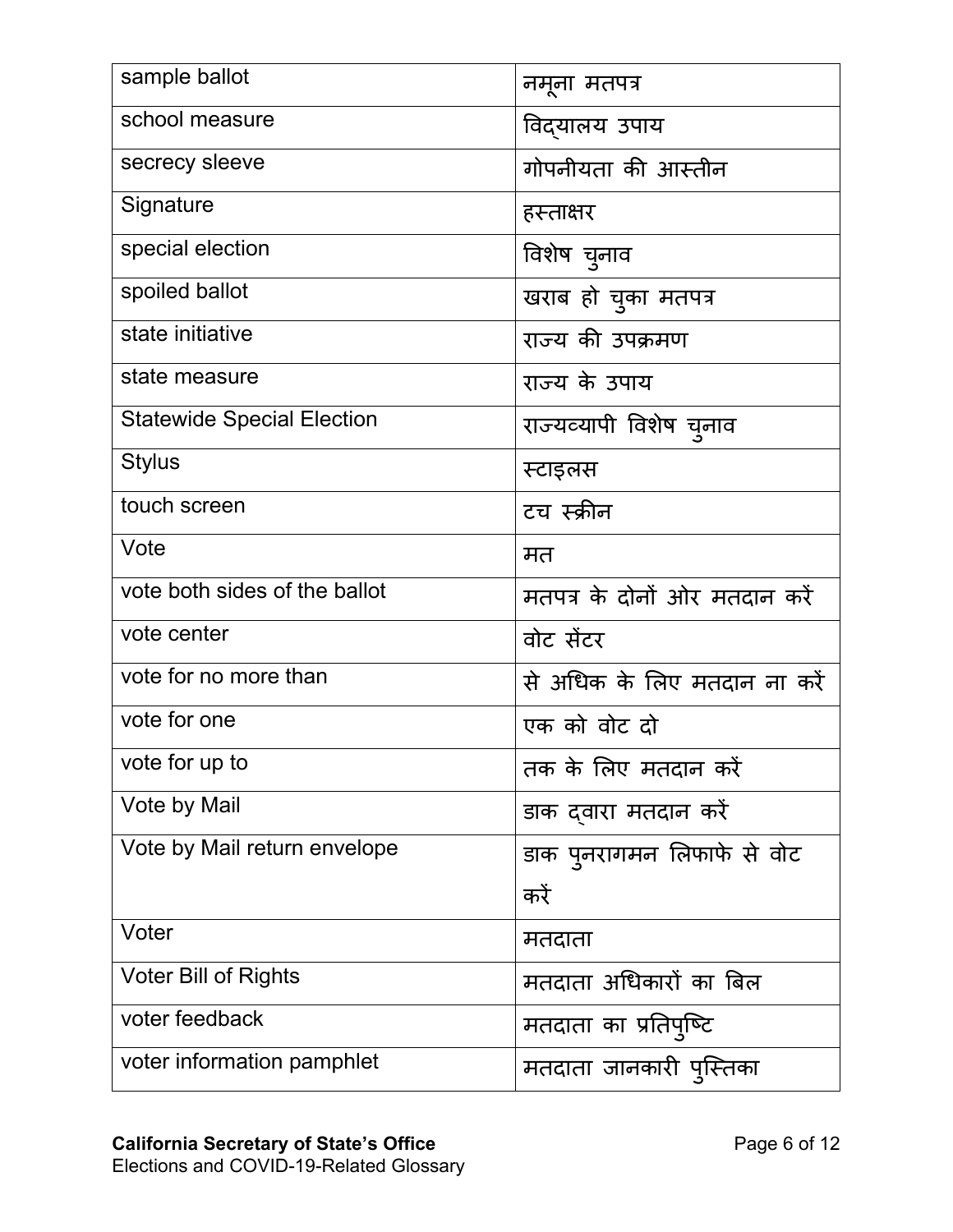| | |
|---|---|
| sample ballot | नमूना मतपत्र |
| school measure | विद्यालय उपाय |
| secrecy sleeve | गोपनीयता की आस्तीन |
| Signature | हस्ताक्षर |
| special election | विशेष चुनाव |
| spoiled ballot | खराब हो चुका मतपत्र |
| state initiative | राज्य की उपक्रमण |
| state measure | राज्य के उपाय |
| Statewide Special Election | राज्यव्यापी विशेष चुनाव |
| Stylus | स्टाइलस |
| touch screen | टच स्क्रीन |
| Vote | मत |
| vote both sides of the ballot | मतपत्र के दोनों ओर मतदान करें |
| vote center | वोट सेंटर |
| vote for no more than | से अधिक के लिए मतदान ना करें |
| vote for one | एक को वोट दो |
| vote for up to | तक के लिए मतदान करें |
| Vote by Mail | डाक द्वारा मतदान करें |
| Vote by Mail return envelope | डाक पुनरागमन लिफाफे से वोट करें |
| Voter | मतदाता |
| Voter Bill of Rights | मतदाता अधिकारों का बिल |
| voter feedback | मतदाता का प्रतिपुष्टि |
| voter information pamphlet | मतदाता जानकारी पुस्तिका |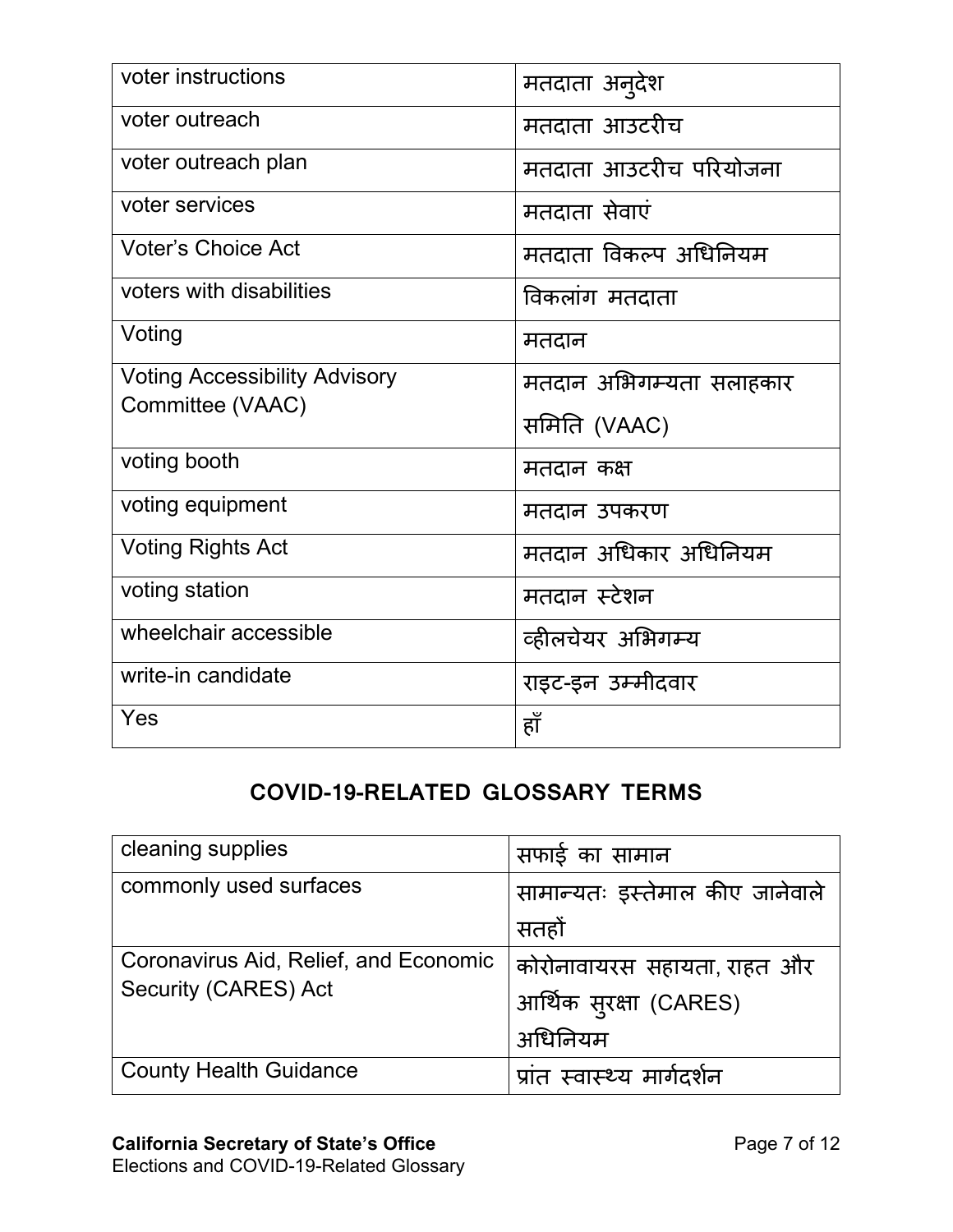| | |
|---|---|
| voter instructions | मतदाता अनुदेश |
| voter outreach | मतदाता आउटरीच |
| voter outreach plan | मतदाता आउटरीच परियोजना |
| voter services | मतदाता सेवाएं |
| Voter's Choice Act | मतदाता विकल्प अधिनियम |
| voters with disabilities | विकलांग मतदाता |
| Voting | मतदान |
| Voting Accessibility Advisory Committee (VAAC) | मतदान अभिगम्यता सलाहकार समिति (VAAC) |
| voting booth | मतदान कक्ष |
| voting equipment | मतदान उपकरण |
| Voting Rights Act | मतदान अधिकार अधिनियम |
| voting station | मतदान स्टेशन |
| wheelchair accessible | व्हीलचेयर अभिगम्य |
| write-in candidate | राइट-इन उम्मीदवार |
| Yes | हाँ |

## COVID-19-RELATED GLOSSARY TERMS

| | |
|---|---|
| cleaning supplies | सफाई का सामान |
| commonly used surfaces | सामान्यतः इस्तेमाल कीए जानेवाले सतहों |
| Coronavirus Aid, Relief, and Economic Security (CARES) Act | कोरोनावायरस सहायता, राहत और आर्थिक सुरक्षा (CARES) अधिनियम |
| County Health Guidance | प्रांत स्वास्थ्य मार्गदर्शन |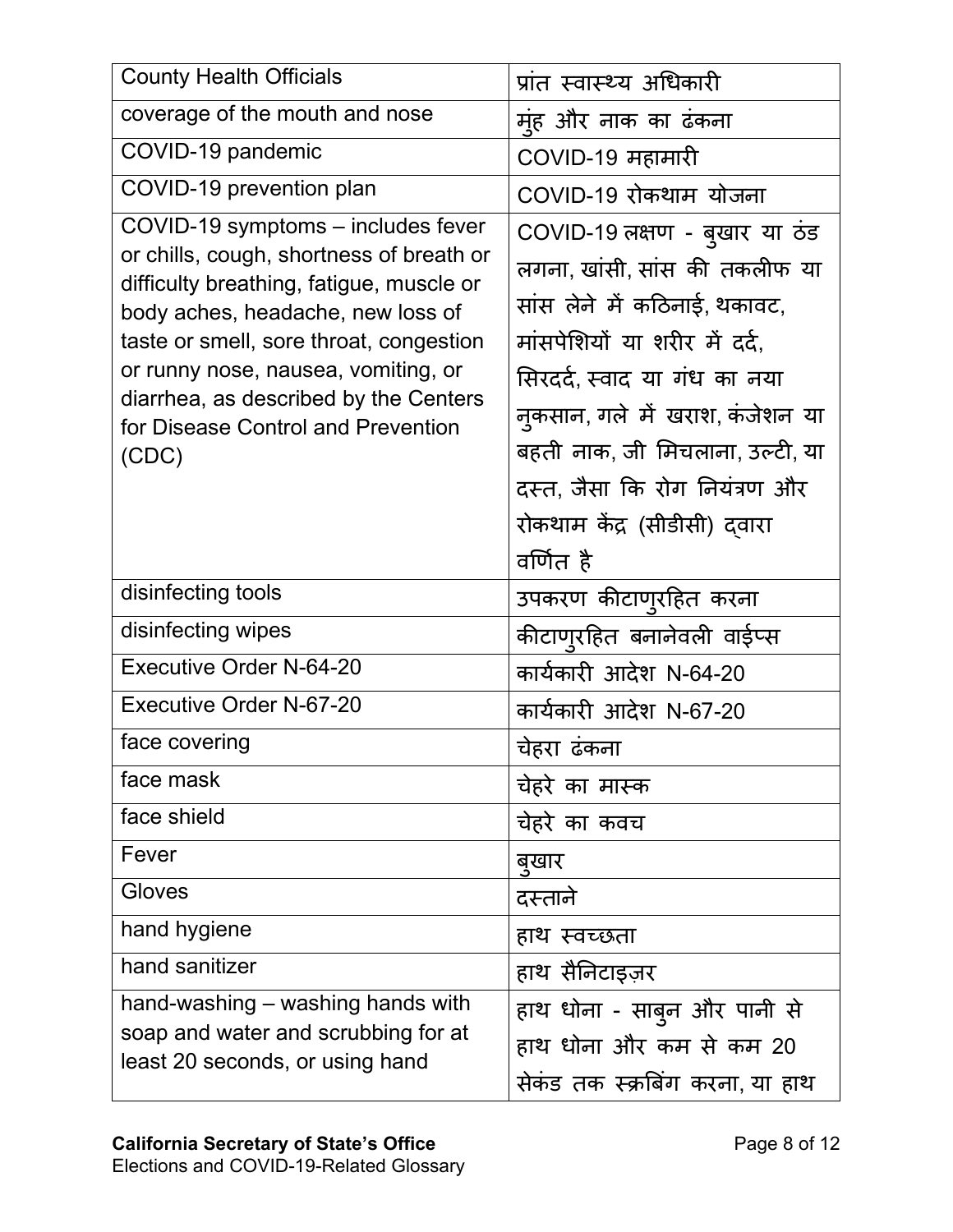| | |
|---|---|
| County Health Officials | प्रांत स्वास्थ्य अधिकारी |
| coverage of the mouth and nose | मुंह और नाक का ढंकना |
| COVID-19 pandemic | COVID-19 महामारी |
| COVID-19 prevention plan | COVID-19 रोकथाम योजना |
| COVID-19 symptoms – includes fever or chills, cough, shortness of breath or difficulty breathing, fatigue, muscle or body aches, headache, new loss of taste or smell, sore throat, congestion or runny nose, nausea, vomiting, or diarrhea, as described by the Centers for Disease Control and Prevention (CDC) | COVID-19 लक्षण - बुखार या ठंड लगना, खांसी, सांस की तकलीफ या सांस लेने में कठिनाई, थकावट, मांसपेशियों या शरीर में दर्द, सिरदर्द, स्वाद या गंध का नया नुकसान, गले में खराश, कंजेशन या बहती नाक, जी मिचलाना, उल्टी, या दस्त, जैसा कि रोग नियंत्रण और रोकथाम केंद्र (सीडीसी) द्वारा वर्णित है |
| disinfecting tools | उपकरण कीटाणुरहित करना |
| disinfecting wipes | कीटाणुरहित बनानेवली वाईप्स |
| Executive Order N-64-20 | कार्यकारी आदेश N-64-20 |
| Executive Order N-67-20 | कार्यकारी आदेश N-67-20 |
| face covering | चेहरा ढंकना |
| face mask | चेहरे का मास्क |
| face shield | चेहरे का कवच |
| Fever | बुखार |
| Gloves | दस्ताने |
| hand hygiene | हाथ स्वच्छता |
| hand sanitizer | हाथ सैनिटाइज़र |
| hand-washing – washing hands with soap and water and scrubbing for at least 20 seconds, or using hand | हाथ धोना - साबुन और पानी से हाथ धोना और कम से कम 20 सेकंड तक स्क्रबिंग करना, या हाथ |

**California Secretary of State's Office**
Elections and COVID-19-Related Glossary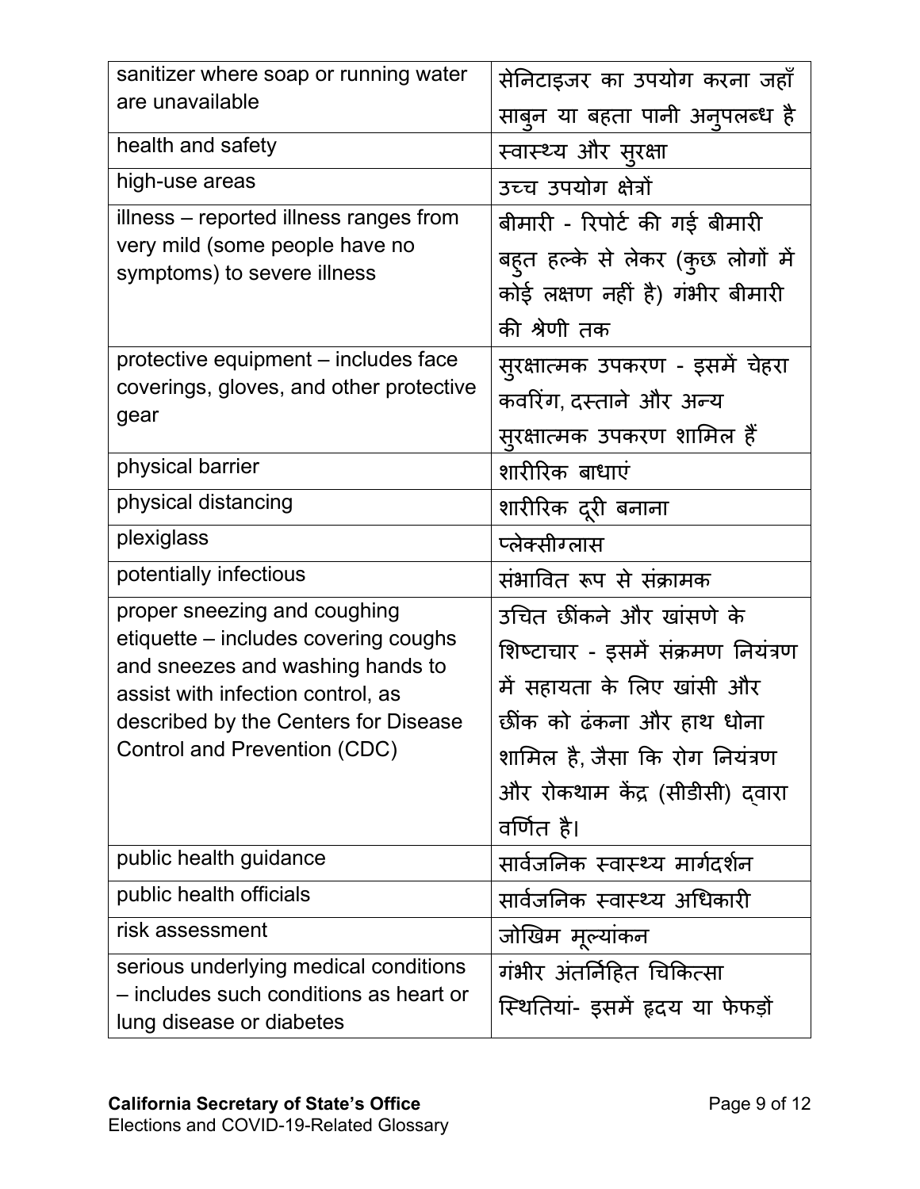| | |
|---|---|
| sanitizer where soap or running water are unavailable | सेनिटाइजर का उपयोग करना जहाँ साबुन या बहता पानी अनुपलब्ध है |
| health and safety | स्वास्थ्य और सुरक्षा |
| high-use areas | उच्च उपयोग क्षेत्रों |
| illness – reported illness ranges from very mild (some people have no symptoms) to severe illness | बीमारी - रिपोर्ट की गई बीमारी बहुत हल्के से लेकर (कुछ लोगों में कोई लक्षण नहीं है) गंभीर बीमारी की श्रेणी तक |
| protective equipment – includes face coverings, gloves, and other protective gear | सुरक्षात्मक उपकरण - इसमें चेहरा कवरिंग, दस्ताने और अन्य सुरक्षात्मक उपकरण शामिल हैं |
| physical barrier | शारीरिक बाधाएं |
| physical distancing | शारीरिक दूरी बनाना |
| plexiglass | प्लेक्सीग्लास |
| potentially infectious | संभावित रूप से संक्रामक |
| proper sneezing and coughing etiquette – includes covering coughs and sneezes and washing hands to assist with infection control, as described by the Centers for Disease Control and Prevention (CDC) | उचित छींकने और खांसणे के शिष्टाचार - इसमें संक्रमण नियंत्रण में सहायता के लिए खांसी और छींक को ढंकना और हाथ धोना शामिल है, जैसा कि रोग नियंत्रण और रोकथाम केंद्र (सीडीसी) द्वारा वर्णित है। |
| public health guidance | सार्वजनिक स्वास्थ्य मार्गदर्शन |
| public health officials | सार्वजनिक स्वास्थ्य अधिकारी |
| risk assessment | जोखिम मूल्यांकन |
| serious underlying medical conditions – includes such conditions as heart or lung disease or diabetes | गंभीर अंतर्निहित चिकित्सा स्थितियां- इसमें हृदय या फेफड़ों |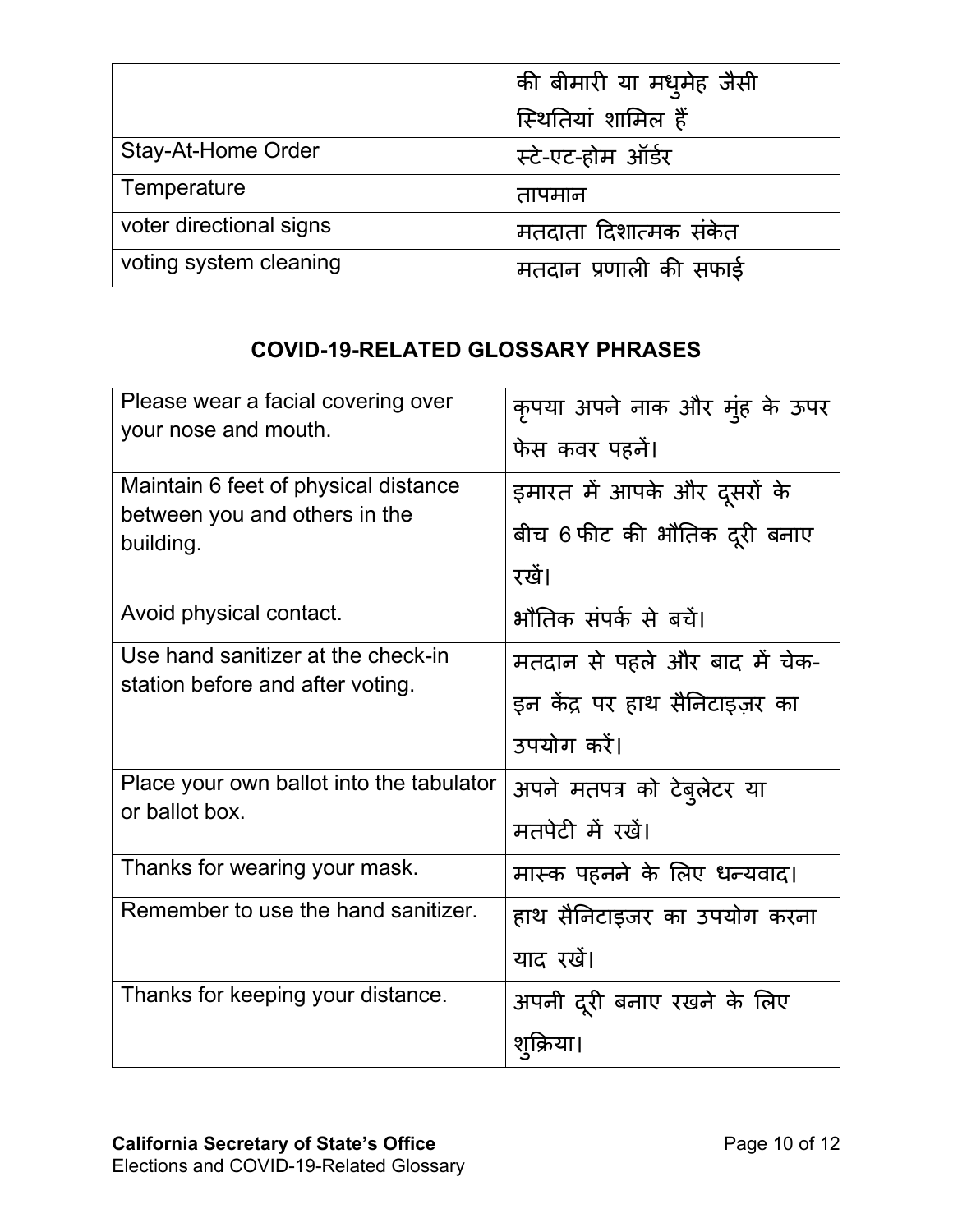|  | की बीमारी या मधुमेह जैसी स्थितियां शामिल हैं |
| --- | --- |
| Stay-At-Home Order | स्टे-एट-होम ऑर्डर |
| Temperature | तापमान |
| voter directional signs | मतदाता दिशात्मक संकेत |
| voting system cleaning | मतदान प्रणाली की सफाई |

## COVID-19-RELATED GLOSSARY PHRASES

| Please wear a facial covering over your nose and mouth. | कृपया अपने नाक और मुंह के ऊपर फेस कवर पहनें। |
| --- | --- |
| Maintain 6 feet of physical distance between you and others in the building. | इमारत में आपके और दूसरों के बीच 6 फीट की भौतिक दूरी बनाए रखें। |
| Avoid physical contact. | भौतिक संपर्क से बचें। |
| Use hand sanitizer at the check-in station before and after voting. | मतदान से पहले और बाद में चेक-इन केंद्र पर हाथ सैनिटाइज़र का उपयोग करें। |
| Place your own ballot into the tabulator or ballot box. | अपने मतपत्र को टेबुलेटर या मतपेटी में रखें। |
| Thanks for wearing your mask. | मास्क पहनने के लिए धन्यवाद। |
| Remember to use the hand sanitizer. | हाथ सैनिटाइजर का उपयोग करना याद रखें। |
| Thanks for keeping your distance. | अपनी दूरी बनाए रखने के लिए शुक्रिया। |

**California Secretary of State's Office**
Elections and COVID-19-Related Glossary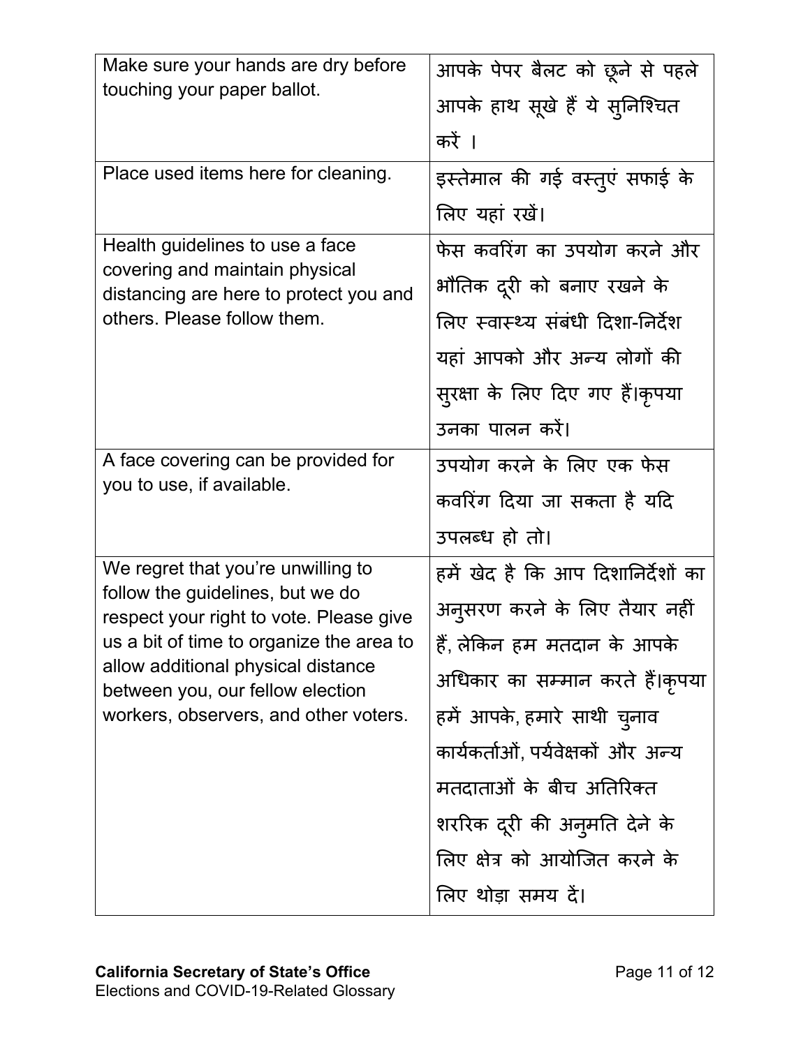| | |
|---|---|
| Make sure your hands are dry before touching your paper ballot. | आपके पेपर बैलट को छूने से पहले आपके हाथ सूखे हैं ये सुनिश्चित करें । |
| Place used items here for cleaning. | इस्तेमाल की गई वस्तुएं सफाई के लिए यहां रखें। |
| Health guidelines to use a face covering and maintain physical distancing are here to protect you and others. Please follow them. | फेस कवरिंग का उपयोग करने और भौतिक दूरी को बनाए रखने के लिए स्वास्थ्य संबंधी दिशा-निर्देश यहां आपको और अन्य लोगों की सुरक्षा के लिए दिए गए हैं।कृपया उनका पालन करें। |
| A face covering can be provided for you to use, if available. | उपयोग करने के लिए एक फेस कवरिंग दिया जा सकता है यदि उपलब्ध हो तो। |
| We regret that you're unwilling to follow the guidelines, but we do respect your right to vote. Please give us a bit of time to organize the area to allow additional physical distance between you, our fellow election workers, observers, and other voters. | हमें खेद है कि आप दिशानिर्देशों का अनुसरण करने के लिए तैयार नहीं हैं, लेकिन हम मतदान के आपके अधिकार का सम्मान करते हैं।कृपया हमें आपके, हमारे साथी चुनाव कार्यकर्ताओं, पर्यवेक्षकों और अन्य मतदाताओं के बीच अतिरिक्त शररिक दूरी की अनुमति देने के लिए क्षेत्र को आयोजित करने के लिए थोड़ा समय दें। |

**California Secretary of State's Office**
Elections and COVID-19-Related Glossary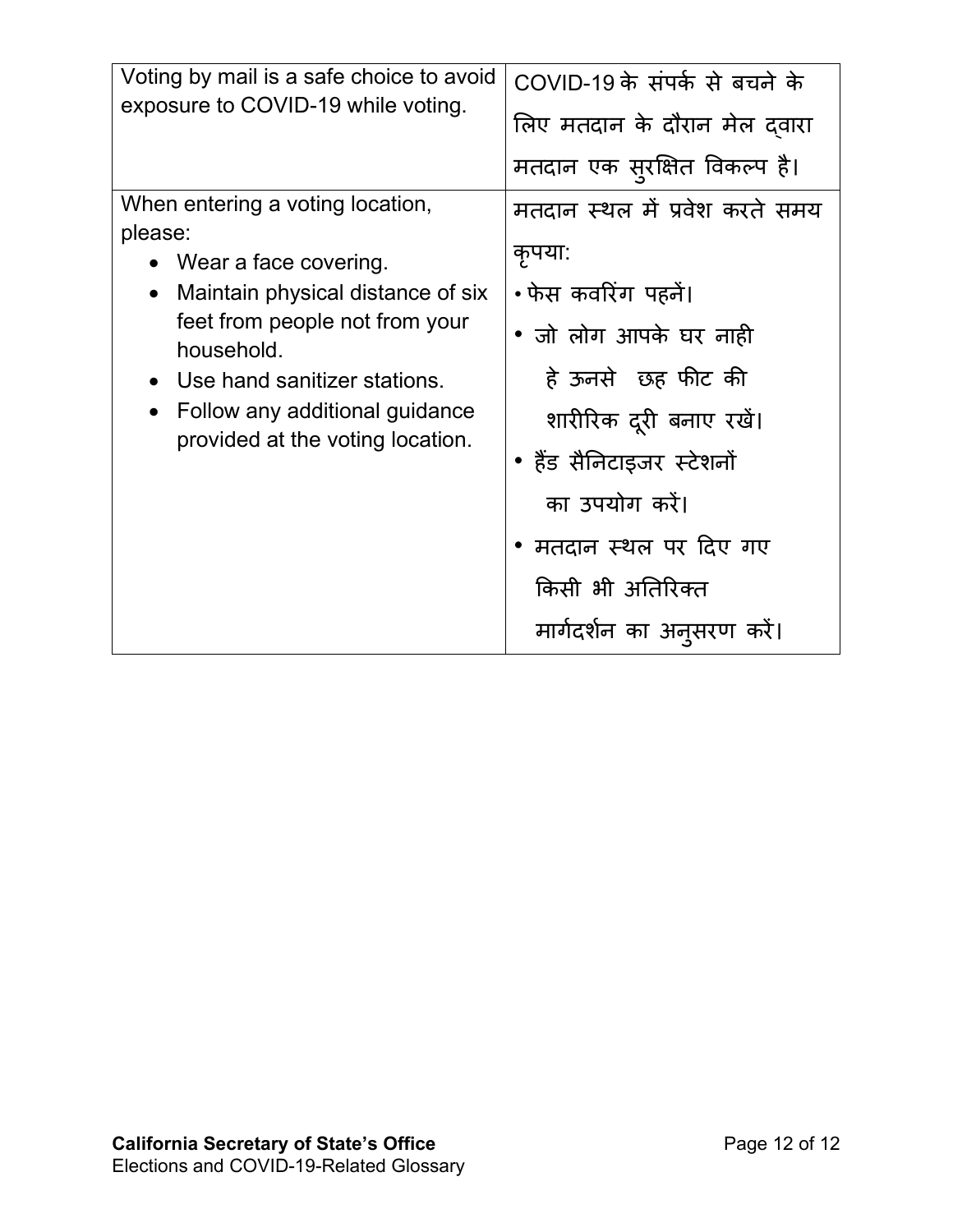| | |
|---|---|
| Voting by mail is a safe choice to avoid exposure to COVID-19 while voting. | COVID-19 के संपर्क से बचने के लिए मतदान के दौरान मेल द्वारा मतदान एक सुरक्षित विकल्प है। |
| When entering a voting location, please:<br>• Wear a face covering.<br>• Maintain physical distance of six feet from people not from your household.<br>• Use hand sanitizer stations.<br>• Follow any additional guidance provided at the voting location. | मतदान स्थल में प्रवेश करते समय कृपया:<br>• फेस कवरिंग पहनें।<br>• जो लोग आपके घर नाही हे ऊनसे छ्ह फीट की शारीरिक दूरी बनाए रखें।<br>• हैंड सैनिटाइजर स्टेशनों का उपयोग करें।<br>• मतदान स्थल पर दिए गए किसी भी अतिरिक्त मार्गदर्शन का अनुसरण करें। |

**California Secretary of State's Office**
Elections and COVID-19-Related Glossary